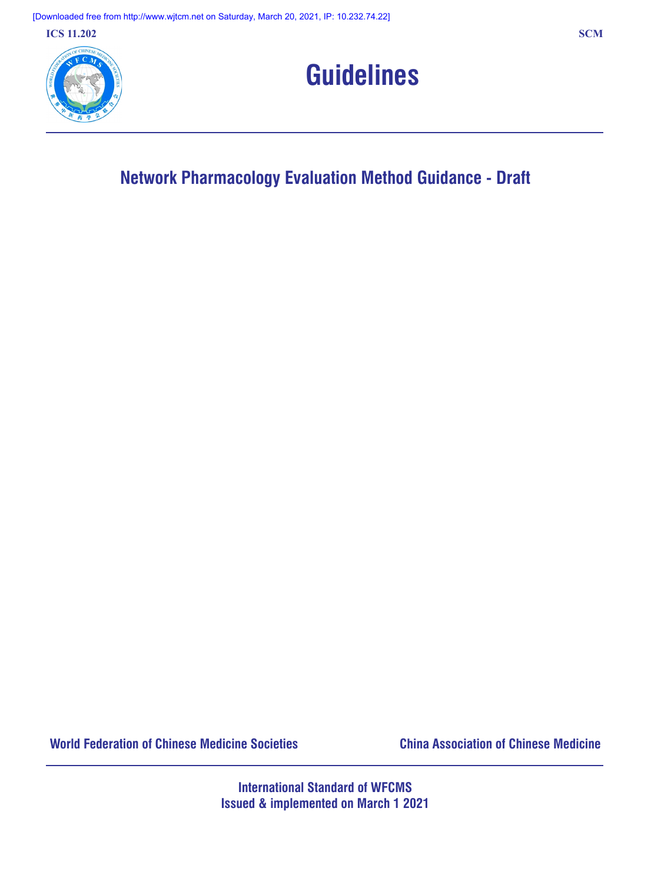ICS 11.202

SCM

# Guidelines

## Network Pharmacology Evaluation Method Guidance - Draft

World Federation of Chinese Medicine Societies

China Association of Chinese Medicine

International Standard of WFCMS
Issued & implemented on March 1 2021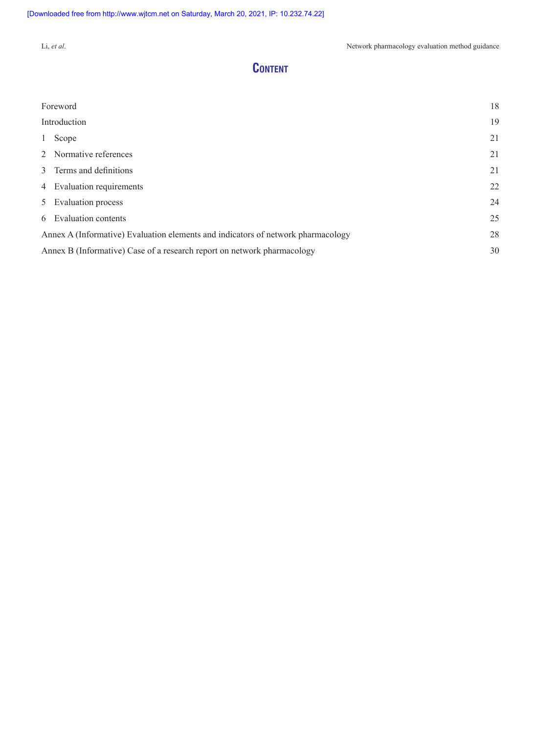# Content

| | |
|---|---|
| Foreword | 18 |
| Introduction | 19 |
| 1 Scope | 21 |
| 2 Normative references | 21 |
| 3 Terms and definitions | 21 |
| 4 Evaluation requirements | 22 |
| 5 Evaluation process | 24 |
| 6 Evaluation contents | 25 |
| Annex A (Informative) Evaluation elements and indicators of network pharmacology | 28 |
| Annex B (Informative) Case of a research report on network pharmacology | 30 |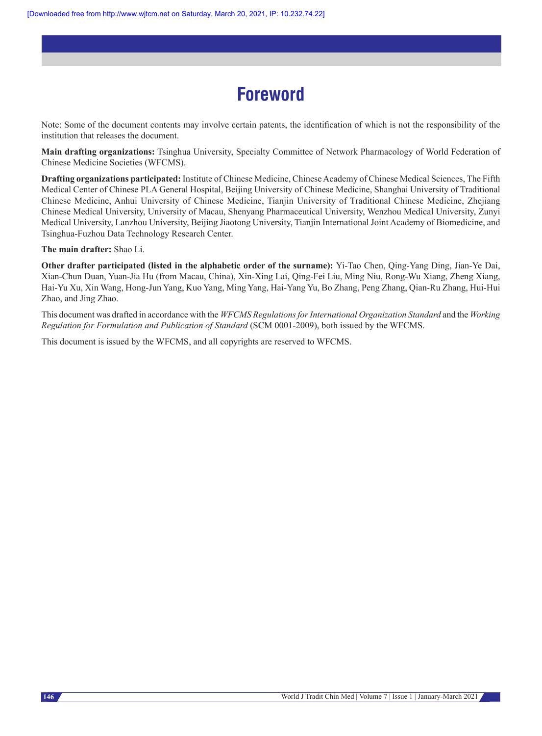# Foreword

Note: Some of the document contents may involve certain patents, the identification of which is not the responsibility of the institution that releases the document.

**Main drafting organizations:** Tsinghua University, Specialty Committee of Network Pharmacology of World Federation of Chinese Medicine Societies (WFCMS).

**Drafting organizations participated:** Institute of Chinese Medicine, Chinese Academy of Chinese Medical Sciences, The Fifth Medical Center of Chinese PLA General Hospital, Beijing University of Chinese Medicine, Shanghai University of Traditional Chinese Medicine, Anhui University of Chinese Medicine, Tianjin University of Traditional Chinese Medicine, Zhejiang Chinese Medical University, University of Macau, Shenyang Pharmaceutical University, Wenzhou Medical University, Zunyi Medical University, Lanzhou University, Beijing Jiaotong University, Tianjin International Joint Academy of Biomedicine, and Tsinghua-Fuzhou Data Technology Research Center.

**The main drafter:** Shao Li.

**Other drafter participated (listed in the alphabetic order of the surname):** Yi-Tao Chen, Qing-Yang Ding, Jian-Ye Dai, Xian-Chun Duan, Yuan-Jia Hu (from Macau, China), Xin-Xing Lai, Qing-Fei Liu, Ming Niu, Rong-Wu Xiang, Zheng Xiang, Hai-Yu Xu, Xin Wang, Hong-Jun Yang, Kuo Yang, Ming Yang, Hai-Yang Yu, Bo Zhang, Peng Zhang, Qian-Ru Zhang, Hui-Hui Zhao, and Jing Zhao.

This document was drafted in accordance with the *WFCMS Regulations for International Organization Standard* and the *Working Regulation for Formulation and Publication of Standard* (SCM 0001-2009), both issued by the WFCMS.

This document is issued by the WFCMS, and all copyrights are reserved to WFCMS.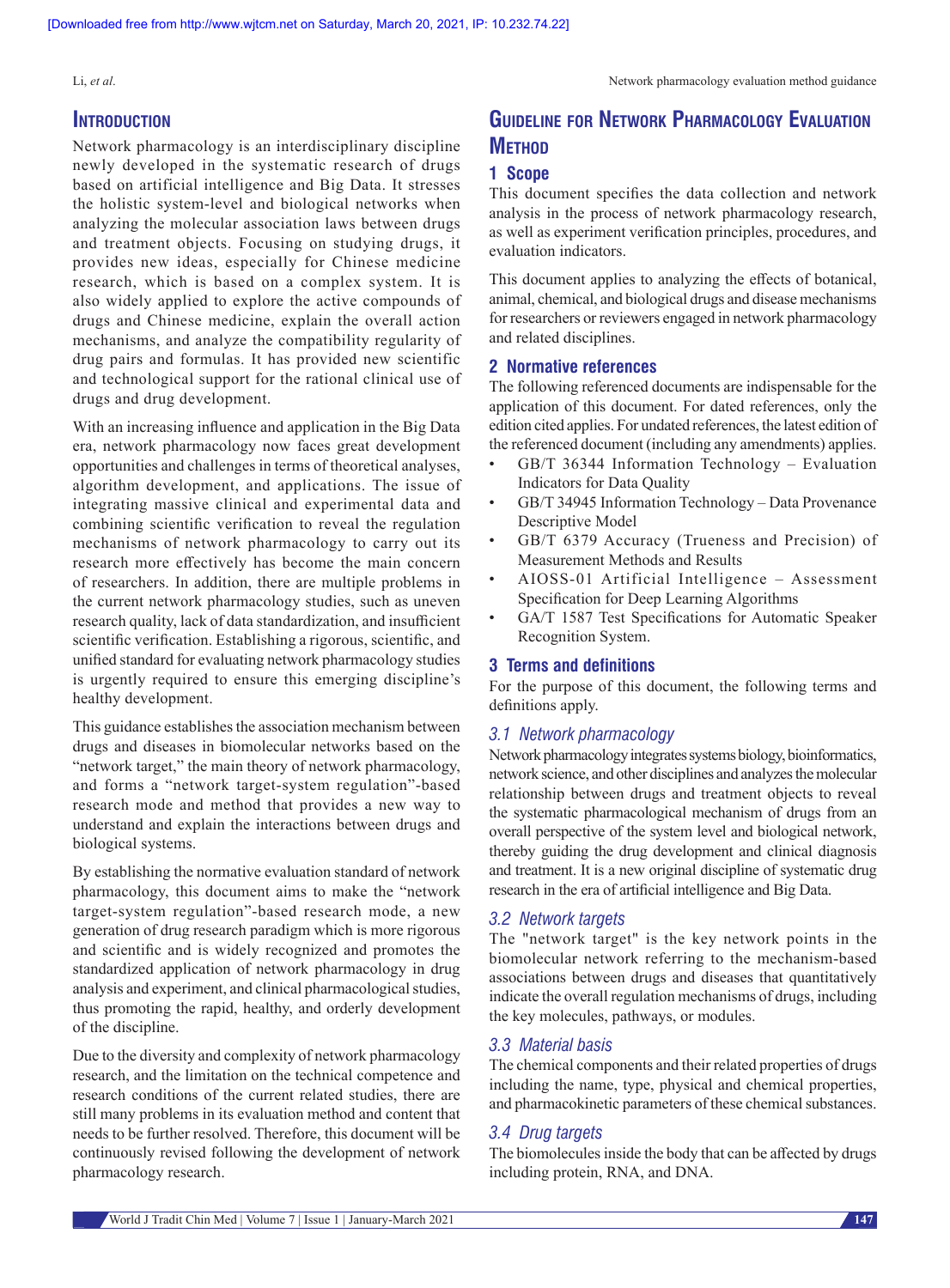## Introduction

Network pharmacology is an interdisciplinary discipline newly developed in the systematic research of drugs based on artificial intelligence and Big Data. It stresses the holistic system-level and biological networks when analyzing the molecular association laws between drugs and treatment objects. Focusing on studying drugs, it provides new ideas, especially for Chinese medicine research, which is based on a complex system. It is also widely applied to explore the active compounds of drugs and Chinese medicine, explain the overall action mechanisms, and analyze the compatibility regularity of drug pairs and formulas. It has provided new scientific and technological support for the rational clinical use of drugs and drug development.

With an increasing influence and application in the Big Data era, network pharmacology now faces great development opportunities and challenges in terms of theoretical analyses, algorithm development, and applications. The issue of integrating massive clinical and experimental data and combining scientific verification to reveal the regulation mechanisms of network pharmacology to carry out its research more effectively has become the main concern of researchers. In addition, there are multiple problems in the current network pharmacology studies, such as uneven research quality, lack of data standardization, and insufficient scientific verification. Establishing a rigorous, scientific, and unified standard for evaluating network pharmacology studies is urgently required to ensure this emerging discipline's healthy development.

This guidance establishes the association mechanism between drugs and diseases in biomolecular networks based on the "network target," the main theory of network pharmacology, and forms a "network target-system regulation"-based research mode and method that provides a new way to understand and explain the interactions between drugs and biological systems.

By establishing the normative evaluation standard of network pharmacology, this document aims to make the "network target-system regulation"-based research mode, a new generation of drug research paradigm which is more rigorous and scientific and is widely recognized and promotes the standardized application of network pharmacology in drug analysis and experiment, and clinical pharmacological studies, thus promoting the rapid, healthy, and orderly development of the discipline.

Due to the diversity and complexity of network pharmacology research, and the limitation on the technical competence and research conditions of the current related studies, there are still many problems in its evaluation method and content that needs to be further resolved. Therefore, this document will be continuously revised following the development of network pharmacology research.

## Guideline for Network Pharmacology Evaluation Method

### 1 Scope

This document specifies the data collection and network analysis in the process of network pharmacology research, as well as experiment verification principles, procedures, and evaluation indicators.

This document applies to analyzing the effects of botanical, animal, chemical, and biological drugs and disease mechanisms for researchers or reviewers engaged in network pharmacology and related disciplines.

### 2 Normative references

The following referenced documents are indispensable for the application of this document. For dated references, only the edition cited applies. For undated references, the latest edition of the referenced document (including any amendments) applies.

- GB/T 36344 Information Technology – Evaluation Indicators for Data Quality
- GB/T 34945 Information Technology – Data Provenance Descriptive Model
- GB/T 6379 Accuracy (Trueness and Precision) of Measurement Methods and Results
- AIOSS-01 Artificial Intelligence – Assessment Specification for Deep Learning Algorithms
- GA/T 1587 Test Specifications for Automatic Speaker Recognition System.

### 3 Terms and definitions

For the purpose of this document, the following terms and definitions apply.

#### *3.1 Network pharmacology*

Network pharmacology integrates systems biology, bioinformatics, network science, and other disciplines and analyzes the molecular relationship between drugs and treatment objects to reveal the systematic pharmacological mechanism of drugs from an overall perspective of the system level and biological network, thereby guiding the drug development and clinical diagnosis and treatment. It is a new original discipline of systematic drug research in the era of artificial intelligence and Big Data.

#### *3.2 Network targets*

The "network target" is the key network points in the biomolecular network referring to the mechanism-based associations between drugs and diseases that quantitatively indicate the overall regulation mechanisms of drugs, including the key molecules, pathways, or modules.

#### *3.3 Material basis*

The chemical components and their related properties of drugs including the name, type, physical and chemical properties, and pharmacokinetic parameters of these chemical substances.

#### *3.4 Drug targets*

The biomolecules inside the body that can be affected by drugs including protein, RNA, and DNA.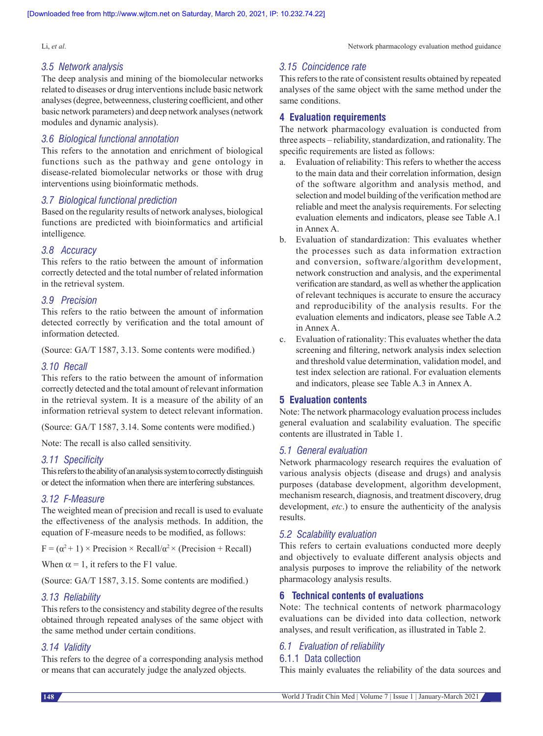### 3.5 Network analysis

The deep analysis and mining of the biomolecular networks related to diseases or drug interventions include basic network analyses (degree, betweenness, clustering coefficient, and other basic network parameters) and deep network analyses (network modules and dynamic analysis).

### 3.6 Biological functional annotation

This refers to the annotation and enrichment of biological functions such as the pathway and gene ontology in disease-related biomolecular networks or those with drug interventions using bioinformatic methods.

### 3.7 Biological functional prediction

Based on the regularity results of network analyses, biological functions are predicted with bioinformatics and artificial intelligence.

### 3.8 Accuracy

This refers to the ratio between the amount of information correctly detected and the total number of related information in the retrieval system.

### 3.9 Precision

This refers to the ratio between the amount of information detected correctly by verification and the total amount of information detected.

(Source: GA/T 1587, 3.13. Some contents were modified.)

### 3.10 Recall

This refers to the ratio between the amount of information correctly detected and the total amount of relevant information in the retrieval system. It is a measure of the ability of an information retrieval system to detect relevant information.

(Source: GA/T 1587, 3.14. Some contents were modified.)

Note: The recall is also called sensitivity.

### 3.11 Specificity

This refers to the ability of an analysis system to correctly distinguish or detect the information when there are interfering substances.

### 3.12 F-Measure

The weighted mean of precision and recall is used to evaluate the effectiveness of the analysis methods. In addition, the equation of F-measure needs to be modified, as follows:

$$F = (\alpha^2 + 1) \times \text{Precision} \times \text{Recall}/\alpha^2 \times (\text{Precision} + \text{Recall})$$

When $\alpha = 1$, it refers to the F1 value.

(Source: GA/T 1587, 3.15. Some contents are modified.)

### 3.13 Reliability

This refers to the consistency and stability degree of the results obtained through repeated analyses of the same object with the same method under certain conditions.

### 3.14 Validity

This refers to the degree of a corresponding analysis method or means that can accurately judge the analyzed objects.

### 3.15 Coincidence rate

This refers to the rate of consistent results obtained by repeated analyses of the same object with the same method under the same conditions.

## 4 Evaluation requirements

The network pharmacology evaluation is conducted from three aspects – reliability, standardization, and rationality. The specific requirements are listed as follows:

a. Evaluation of reliability: This refers to whether the access to the main data and their correlation information, design of the software algorithm and analysis method, and selection and model building of the verification method are reliable and meet the analysis requirements. For selecting evaluation elements and indicators, please see Table A.1 in Annex A.
b. Evaluation of standardization: This evaluates whether the processes such as data information extraction and conversion, software/algorithm development, network construction and analysis, and the experimental verification are standard, as well as whether the application of relevant techniques is accurate to ensure the accuracy and reproducibility of the analysis results. For the evaluation elements and indicators, please see Table A.2 in Annex A.
c. Evaluation of rationality: This evaluates whether the data screening and filtering, network analysis index selection and threshold value determination, validation model, and test index selection are rational. For evaluation elements and indicators, please see Table A.3 in Annex A.

## 5 Evaluation contents

Note: The network pharmacology evaluation process includes general evaluation and scalability evaluation. The specific contents are illustrated in Table 1.

### 5.1 General evaluation

Network pharmacology research requires the evaluation of various analysis objects (disease and drugs) and analysis purposes (database development, algorithm development, mechanism research, diagnosis, and treatment discovery, drug development, *etc*.) to ensure the authenticity of the analysis results.

### 5.2 Scalability evaluation

This refers to certain evaluations conducted more deeply and objectively to evaluate different analysis objects and analysis purposes to improve the reliability of the network pharmacology analysis results.

## 6 Technical contents of evaluations

Note: The technical contents of network pharmacology evaluations can be divided into data collection, network analyses, and result verification, as illustrated in Table 2.

### 6.1 Evaluation of reliability

#### 6.1.1 Data collection

This mainly evaluates the reliability of the data sources and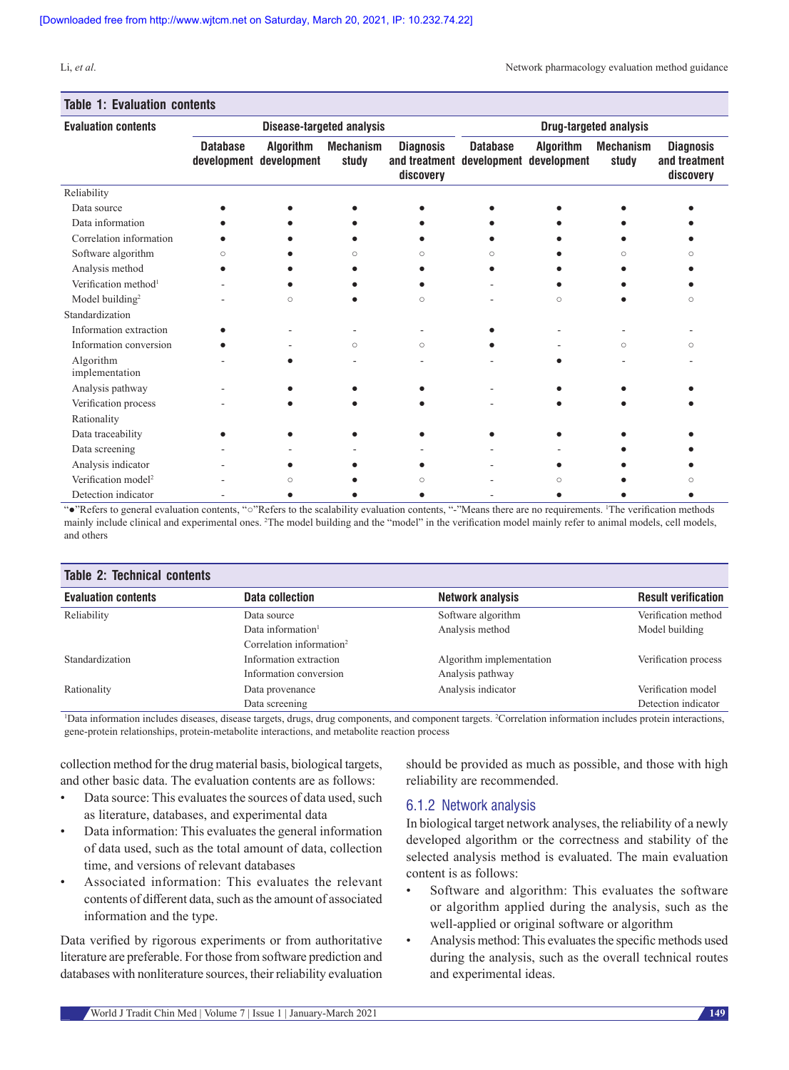**Table 1: Evaluation contents**

| Evaluation contents | Disease-targeted analysis | | | | Drug-targeted analysis | | | |
|---|---|---|---|---|---|---|---|---|
| | Database development | Algorithm development | Mechanism study | Diagnosis and treatment discovery | Database development | Algorithm development | Mechanism study | Diagnosis and treatment discovery |
| Reliability | | | | | | | | |
| Data source | ● | ● | ● | ● | ● | ● | ● | ● |
| Data information | ● | ● | ● | ● | ● | ● | ● | ● |
| Correlation information | ● | ● | ● | ● | ● | ● | ● | ● |
| Software algorithm | ○ | ● | ○ | ○ | ○ | ● | ○ | ○ |
| Analysis method | ● | ● | ● | ● | ● | ● | ● | ● |
| Verification method[1] | - | ● | ● | ● | - | ● | ● | ● |
| Model building[2] | - | ○ | ● | ○ | - | ○ | ● | ○ |
| Standardization | | | | | | | | |
| Information extraction | ● | - | - | - | ● | - | - | - |
| Information conversion | ● | - | ○ | ○ | ● | - | ○ | ○ |
| Algorithm implementation | - | ● | - | - | - | ● | - | - |
| Analysis pathway | - | ● | ● | ● | - | ● | ● | ● |
| Verification process | - | ● | ● | ● | - | ● | ● | ● |
| Rationality | | | | | | | | |
| Data traceability | ● | ● | ● | ● | ● | ● | ● | ● |
| Data screening | - | - | - | - | - | - | ● | ● |
| Analysis indicator | - | ● | ● | ● | - | ● | ● | ● |
| Verification model[2] | - | ○ | ● | ○ | - | ○ | ● | ○ |
| Detection indicator | - | ● | ● | ● | - | ● | ● | ● |

"●"Refers to general evaluation contents, "○"Refers to the scalability evaluation contents, "-"Means there are no requirements. [1]The verification methods mainly include clinical and experimental ones. [2]The model building and the "model" in the verification model mainly refer to animal models, cell models, and others

**Table 2: Technical contents**

| Evaluation contents | Data collection | Network analysis | Result verification |
|---|---|---|---|
| Reliability | Data source<br>Data information[1]<br>Correlation information[2] | Software algorithm<br>Analysis method | Verification method<br>Model building |
| Standardization | Information extraction<br>Information conversion | Algorithm implementation<br>Analysis pathway | Verification process |
| Rationality | Data provenance<br>Data screening | Analysis indicator | Verification model<br>Detection indicator |

[1]Data information includes diseases, disease targets, drugs, drug components, and component targets. [2]Correlation information includes protein interactions, gene-protein relationships, protein-metabolite interactions, and metabolite reaction process

collection method for the drug material basis, biological targets, and other basic data. The evaluation contents are as follows:

- Data source: This evaluates the sources of data used, such as literature, databases, and experimental data
- Data information: This evaluates the general information of data used, such as the total amount of data, collection time, and versions of relevant databases
- Associated information: This evaluates the relevant contents of different data, such as the amount of associated information and the type.

Data verified by rigorous experiments or from authoritative literature are preferable. For those from software prediction and databases with nonliterature sources, their reliability evaluation should be provided as much as possible, and those with high reliability are recommended.

### 6.1.2 Network analysis

In biological target network analyses, the reliability of a newly developed algorithm or the correctness and stability of the selected analysis method is evaluated. The main evaluation content is as follows:

- Software and algorithm: This evaluates the software or algorithm applied during the analysis, such as the well-applied or original software or algorithm
- Analysis method: This evaluates the specific methods used during the analysis, such as the overall technical routes and experimental ideas.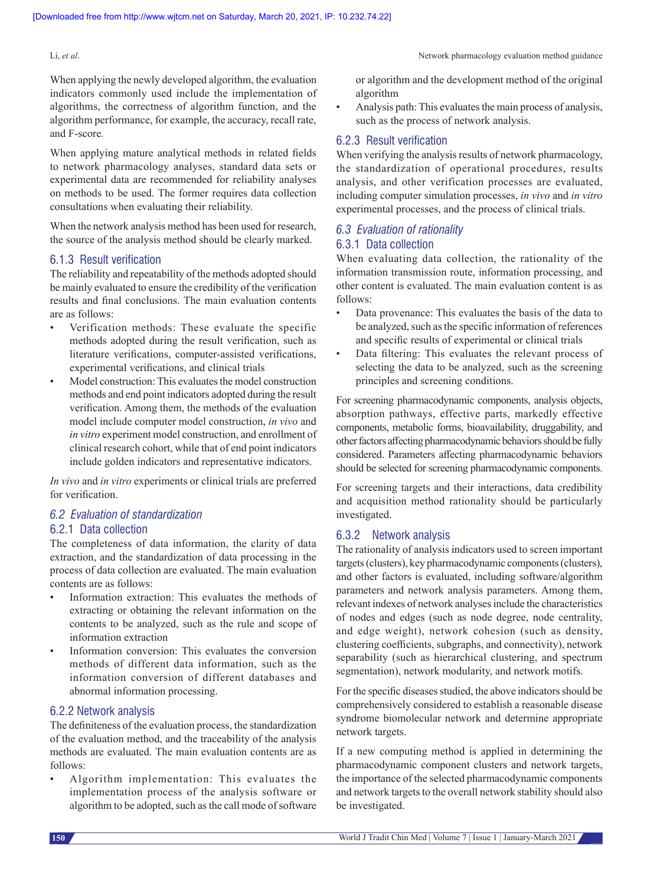When applying the newly developed algorithm, the evaluation indicators commonly used include the implementation of algorithms, the correctness of algorithm function, and the algorithm performance, for example, the accuracy, recall rate, and F-score.

When applying mature analytical methods in related fields to network pharmacology analyses, standard data sets or experimental data are recommended for reliability analyses on methods to be used. The former requires data collection consultations when evaluating their reliability.

When the network analysis method has been used for research, the source of the analysis method should be clearly marked.

#### 6.1.3 Result verification

The reliability and repeatability of the methods adopted should be mainly evaluated to ensure the credibility of the verification results and final conclusions. The main evaluation contents are as follows:

- Verification methods: These evaluate the specific methods adopted during the result verification, such as literature verifications, computer-assisted verifications, experimental verifications, and clinical trials
- Model construction: This evaluates the model construction methods and end point indicators adopted during the result verification. Among them, the methods of the evaluation model include computer model construction, *in vivo* and *in vitro* experiment model construction, and enrollment of clinical research cohort, while that of end point indicators include golden indicators and representative indicators.

*In vivo* and *in vitro* experiments or clinical trials are preferred for verification.

### *6.2 Evaluation of standardization*

#### 6.2.1 Data collection

The completeness of data information, the clarity of data extraction, and the standardization of data processing in the process of data collection are evaluated. The main evaluation contents are as follows:

- Information extraction: This evaluates the methods of extracting or obtaining the relevant information on the contents to be analyzed, such as the rule and scope of information extraction
- Information conversion: This evaluates the conversion methods of different data information, such as the information conversion of different databases and abnormal information processing.

#### 6.2.2 Network analysis

The definiteness of the evaluation process, the standardization of the evaluation method, and the traceability of the analysis methods are evaluated. The main evaluation contents are as follows:

- Algorithm implementation: This evaluates the implementation process of the analysis software or algorithm to be adopted, such as the call mode of software or algorithm and the development method of the original algorithm
- Analysis path: This evaluates the main process of analysis, such as the process of network analysis.

#### 6.2.3 Result verification

When verifying the analysis results of network pharmacology, the standardization of operational procedures, results analysis, and other verification processes are evaluated, including computer simulation processes, *in vivo* and *in vitro* experimental processes, and the process of clinical trials.

### *6.3 Evaluation of rationality*

#### 6.3.1 Data collection

When evaluating data collection, the rationality of the information transmission route, information processing, and other content is evaluated. The main evaluation content is as follows:

- Data provenance: This evaluates the basis of the data to be analyzed, such as the specific information of references and specific results of experimental or clinical trials
- Data filtering: This evaluates the relevant process of selecting the data to be analyzed, such as the screening principles and screening conditions.

For screening pharmacodynamic components, analysis objects, absorption pathways, effective parts, markedly effective components, metabolic forms, bioavailability, druggability, and other factors affecting pharmacodynamic behaviors should be fully considered. Parameters affecting pharmacodynamic behaviors should be selected for screening pharmacodynamic components.

For screening targets and their interactions, data credibility and acquisition method rationality should be particularly investigated.

#### 6.3.2 Network analysis

The rationality of analysis indicators used to screen important targets (clusters), key pharmacodynamic components (clusters), and other factors is evaluated, including software/algorithm parameters and network analysis parameters. Among them, relevant indexes of network analyses include the characteristics of nodes and edges (such as node degree, node centrality, and edge weight), network cohesion (such as density, clustering coefficients, subgraphs, and connectivity), network separability (such as hierarchical clustering, and spectrum segmentation), network modularity, and network motifs.

For the specific diseases studied, the above indicators should be comprehensively considered to establish a reasonable disease syndrome biomolecular network and determine appropriate network targets.

If a new computing method is applied in determining the pharmacodynamic component clusters and network targets, the importance of the selected pharmacodynamic components and network targets to the overall network stability should also be investigated.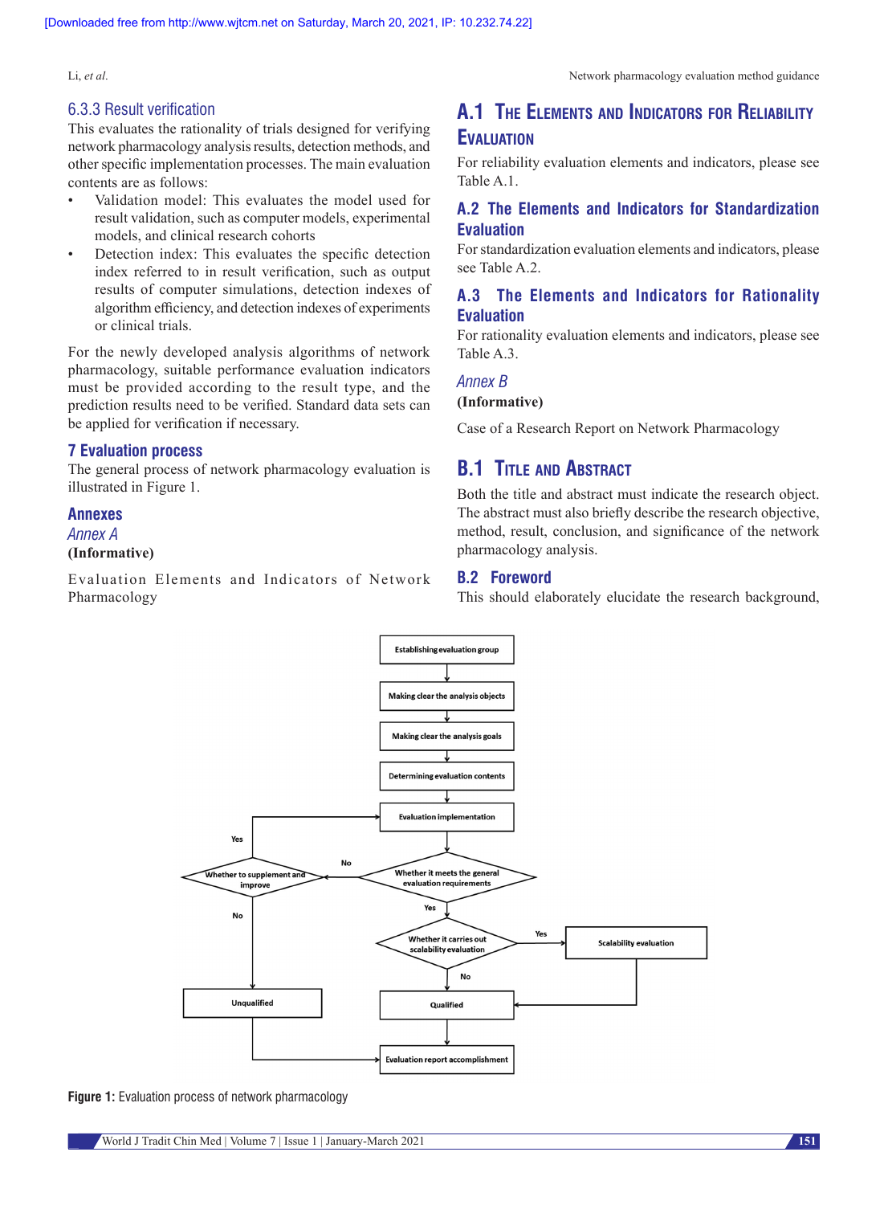### 6.3.3 Result verification

This evaluates the rationality of trials designed for verifying network pharmacology analysis results, detection methods, and other specific implementation processes. The main evaluation contents are as follows:

- Validation model: This evaluates the model used for result validation, such as computer models, experimental models, and clinical research cohorts
- Detection index: This evaluates the specific detection index referred to in result verification, such as output results of computer simulations, detection indexes of algorithm efficiency, and detection indexes of experiments or clinical trials.

For the newly developed analysis algorithms of network pharmacology, suitable performance evaluation indicators must be provided according to the result type, and the prediction results need to be verified. Standard data sets can be applied for verification if necessary.

## 7 Evaluation process

The general process of network pharmacology evaluation is illustrated in Figure 1.

## Annexes

### *Annex A*

**(Informative)**

Evaluation Elements and Indicators of Network Pharmacology

### A.1 The Elements and Indicators for Reliability Evaluation

For reliability evaluation elements and indicators, please see Table A.1.

### A.2 The Elements and Indicators for Standardization Evaluation

For standardization evaluation elements and indicators, please see Table A.2.

### A.3 The Elements and Indicators for Rationality Evaluation

For rationality evaluation elements and indicators, please see Table A.3.

### *Annex B*

**(Informative)**

Case of a Research Report on Network Pharmacology

### B.1 Title and Abstract

Both the title and abstract must indicate the research object. The abstract must also briefly describe the research objective, method, result, conclusion, and significance of the network pharmacology analysis.

### B.2 Foreword

This should elaborately elucidate the research background,

```
Establishing evaluation group
        ↓
Making clear the analysis objects
        ↓
Making clear the analysis goals
        ↓
Determining evaluation contents
        ↓
Evaluation implementation  ←──────────── Yes ── Whether to supplement and improve
        ↓                                            ↑ No                 │ No
Whether it meets the general evaluation requirements ┘                    ↓
        ↓ Yes                                                        Unqualified
Whether it carries out scalability evaluation ── Yes → Scalability evaluation
        ↓ No                                                │
    Qualified  ←────────────────────────────────────────────┘
        ↓
Evaluation report accomplishment  ← (from Unqualified)
```

**Figure 1:** Evaluation process of network pharmacology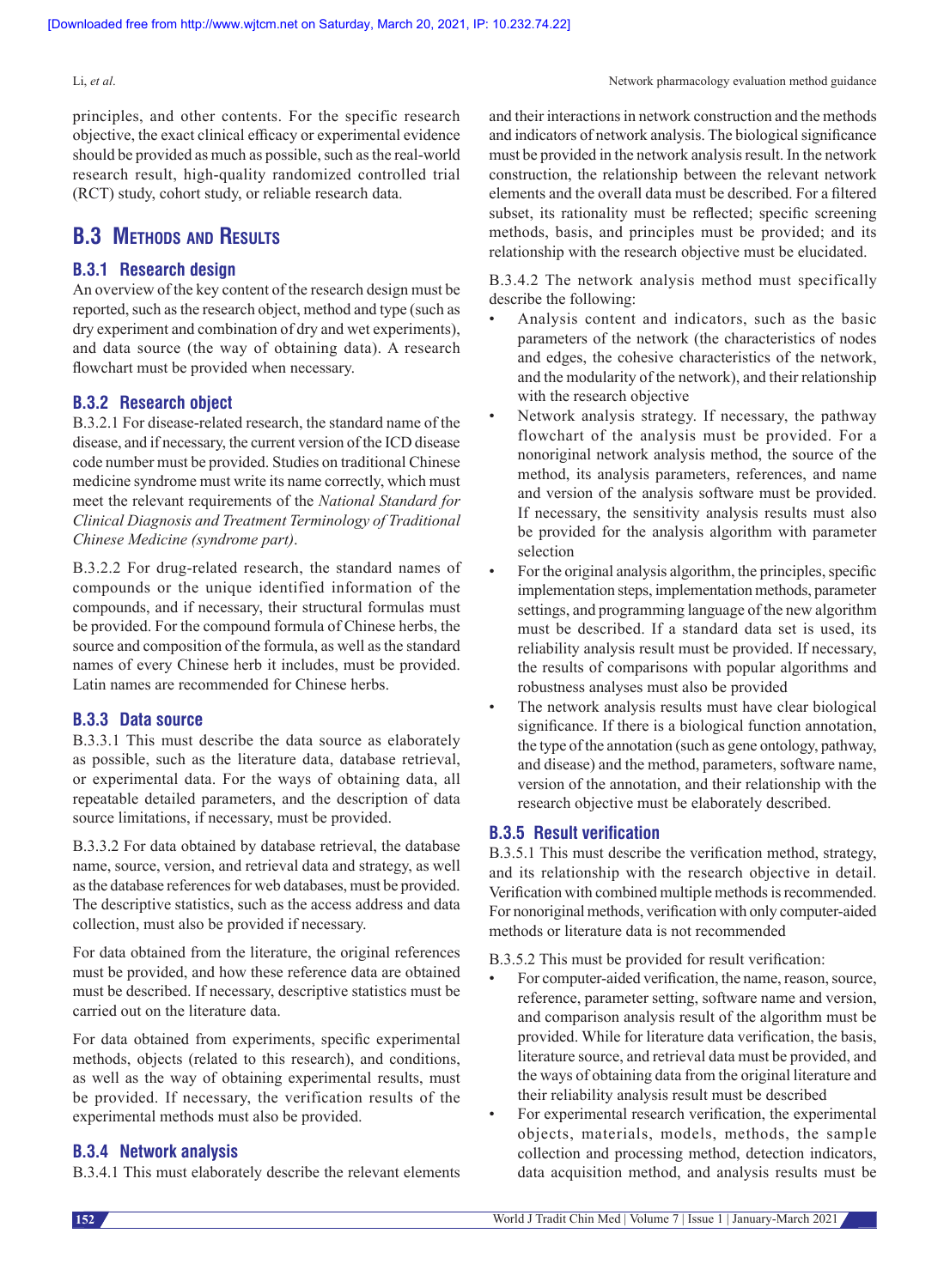principles, and other contents. For the specific research objective, the exact clinical efficacy or experimental evidence should be provided as much as possible, such as the real-world research result, high-quality randomized controlled trial (RCT) study, cohort study, or reliable research data.

## B.3 Methods and Results

### B.3.1 Research design

An overview of the key content of the research design must be reported, such as the research object, method and type (such as dry experiment and combination of dry and wet experiments), and data source (the way of obtaining data). A research flowchart must be provided when necessary.

### B.3.2 Research object

B.3.2.1 For disease-related research, the standard name of the disease, and if necessary, the current version of the ICD disease code number must be provided. Studies on traditional Chinese medicine syndrome must write its name correctly, which must meet the relevant requirements of the *National Standard for Clinical Diagnosis and Treatment Terminology of Traditional Chinese Medicine (syndrome part)*.

B.3.2.2 For drug-related research, the standard names of compounds or the unique identified information of the compounds, and if necessary, their structural formulas must be provided. For the compound formula of Chinese herbs, the source and composition of the formula, as well as the standard names of every Chinese herb it includes, must be provided. Latin names are recommended for Chinese herbs.

### B.3.3 Data source

B.3.3.1 This must describe the data source as elaborately as possible, such as the literature data, database retrieval, or experimental data. For the ways of obtaining data, all repeatable detailed parameters, and the description of data source limitations, if necessary, must be provided.

B.3.3.2 For data obtained by database retrieval, the database name, source, version, and retrieval data and strategy, as well as the database references for web databases, must be provided. The descriptive statistics, such as the access address and data collection, must also be provided if necessary.

For data obtained from the literature, the original references must be provided, and how these reference data are obtained must be described. If necessary, descriptive statistics must be carried out on the literature data.

For data obtained from experiments, specific experimental methods, objects (related to this research), and conditions, as well as the way of obtaining experimental results, must be provided. If necessary, the verification results of the experimental methods must also be provided.

### B.3.4 Network analysis

B.3.4.1 This must elaborately describe the relevant elements and their interactions in network construction and the methods and indicators of network analysis. The biological significance must be provided in the network analysis result. In the network construction, the relationship between the relevant network elements and the overall data must be described. For a filtered subset, its rationality must be reflected; specific screening methods, basis, and principles must be provided; and its relationship with the research objective must be elucidated.

B.3.4.2 The network analysis method must specifically describe the following:

- Analysis content and indicators, such as the basic parameters of the network (the characteristics of nodes and edges, the cohesive characteristics of the network, and the modularity of the network), and their relationship with the research objective
- Network analysis strategy. If necessary, the pathway flowchart of the analysis must be provided. For a nonoriginal network analysis method, the source of the method, its analysis parameters, references, and name and version of the analysis software must be provided. If necessary, the sensitivity analysis results must also be provided for the analysis algorithm with parameter selection
- For the original analysis algorithm, the principles, specific implementation steps, implementation methods, parameter settings, and programming language of the new algorithm must be described. If a standard data set is used, its reliability analysis result must be provided. If necessary, the results of comparisons with popular algorithms and robustness analyses must also be provided
- The network analysis results must have clear biological significance. If there is a biological function annotation, the type of the annotation (such as gene ontology, pathway, and disease) and the method, parameters, software name, version of the annotation, and their relationship with the research objective must be elaborately described.

### B.3.5 Result verification

B.3.5.1 This must describe the verification method, strategy, and its relationship with the research objective in detail. Verification with combined multiple methods is recommended. For nonoriginal methods, verification with only computer-aided methods or literature data is not recommended

B.3.5.2 This must be provided for result verification:

- For computer-aided verification, the name, reason, source, reference, parameter setting, software name and version, and comparison analysis result of the algorithm must be provided. While for literature data verification, the basis, literature source, and retrieval data must be provided, and the ways of obtaining data from the original literature and their reliability analysis result must be described
- For experimental research verification, the experimental objects, materials, models, methods, the sample collection and processing method, detection indicators, data acquisition method, and analysis results must be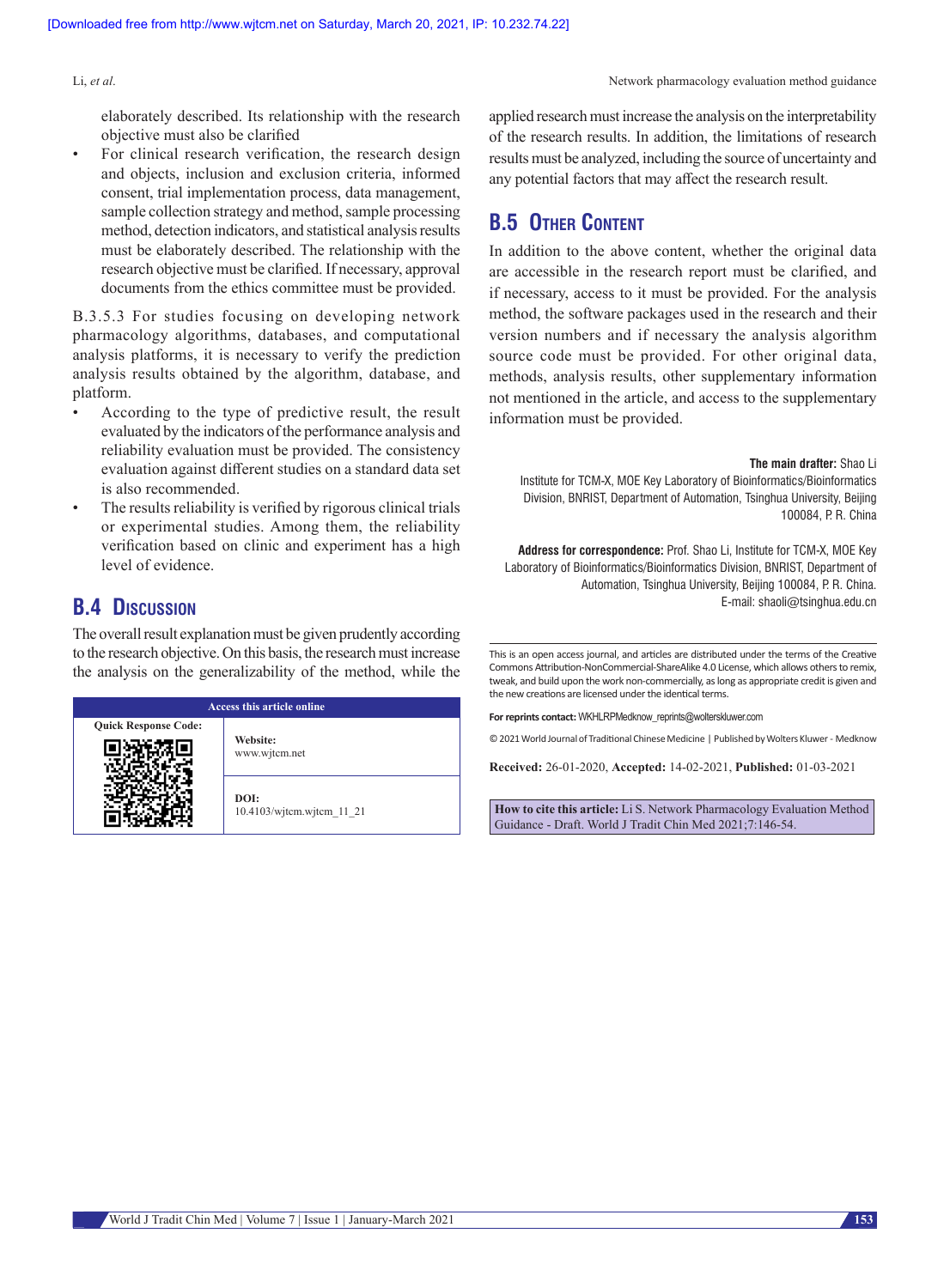elaborately described. Its relationship with the research objective must also be clarified

- For clinical research verification, the research design and objects, inclusion and exclusion criteria, informed consent, trial implementation process, data management, sample collection strategy and method, sample processing method, detection indicators, and statistical analysis results must be elaborately described. The relationship with the research objective must be clarified. If necessary, approval documents from the ethics committee must be provided.

B.3.5.3 For studies focusing on developing network pharmacology algorithms, databases, and computational analysis platforms, it is necessary to verify the prediction analysis results obtained by the algorithm, database, and platform.

- According to the type of predictive result, the result evaluated by the indicators of the performance analysis and reliability evaluation must be provided. The consistency evaluation against different studies on a standard data set is also recommended.
- The results reliability is verified by rigorous clinical trials or experimental studies. Among them, the reliability verification based on clinic and experiment has a high level of evidence.

## B.4 Discussion

The overall result explanation must be given prudently according to the research objective. On this basis, the research must increase the analysis on the generalizability of the method, while the applied research must increase the analysis on the interpretability of the research results. In addition, the limitations of research results must be analyzed, including the source of uncertainty and any potential factors that may affect the research result.

## B.5 Other Content

In addition to the above content, whether the original data are accessible in the research report must be clarified, and if necessary, access to it must be provided. For the analysis method, the software packages used in the research and their version numbers and if necessary the analysis algorithm source code must be provided. For other original data, methods, analysis results, other supplementary information not mentioned in the article, and access to the supplementary information must be provided.

**The main drafter:** Shao Li

Institute for TCM-X, MOE Key Laboratory of Bioinformatics/Bioinformatics Division, BNRIST, Department of Automation, Tsinghua University, Beijing 100084, P. R. China

**Address for correspondence:** Prof. Shao Li, Institute for TCM-X, MOE Key Laboratory of Bioinformatics/Bioinformatics Division, BNRIST, Department of Automation, Tsinghua University, Beijing 100084, P. R. China.
E-mail: shaoli@tsinghua.edu.cn

This is an open access journal, and articles are distributed under the terms of the Creative Commons Attribution-NonCommercial-ShareAlike 4.0 License, which allows others to remix, tweak, and build upon the work non-commercially, as long as appropriate credit is given and the new creations are licensed under the identical terms.

**For reprints contact:** WKHLRPMedknow_reprints@wolterskluwer.com

© 2021 World Journal of Traditional Chinese Medicine | Published by Wolters Kluwer - Medknow

**Received:** 26-01-2020, **Accepted:** 14-02-2021, **Published:** 01-03-2021

| Access this article online | |
|---|---|
| Quick Response Code: | **Website:** www.wjtcm.net |
| | **DOI:** 10.4103/wjtcm.wjtcm_11_21 |

**How to cite this article:** Li S. Network Pharmacology Evaluation Method Guidance - Draft. World J Tradit Chin Med 2021;7:146-54.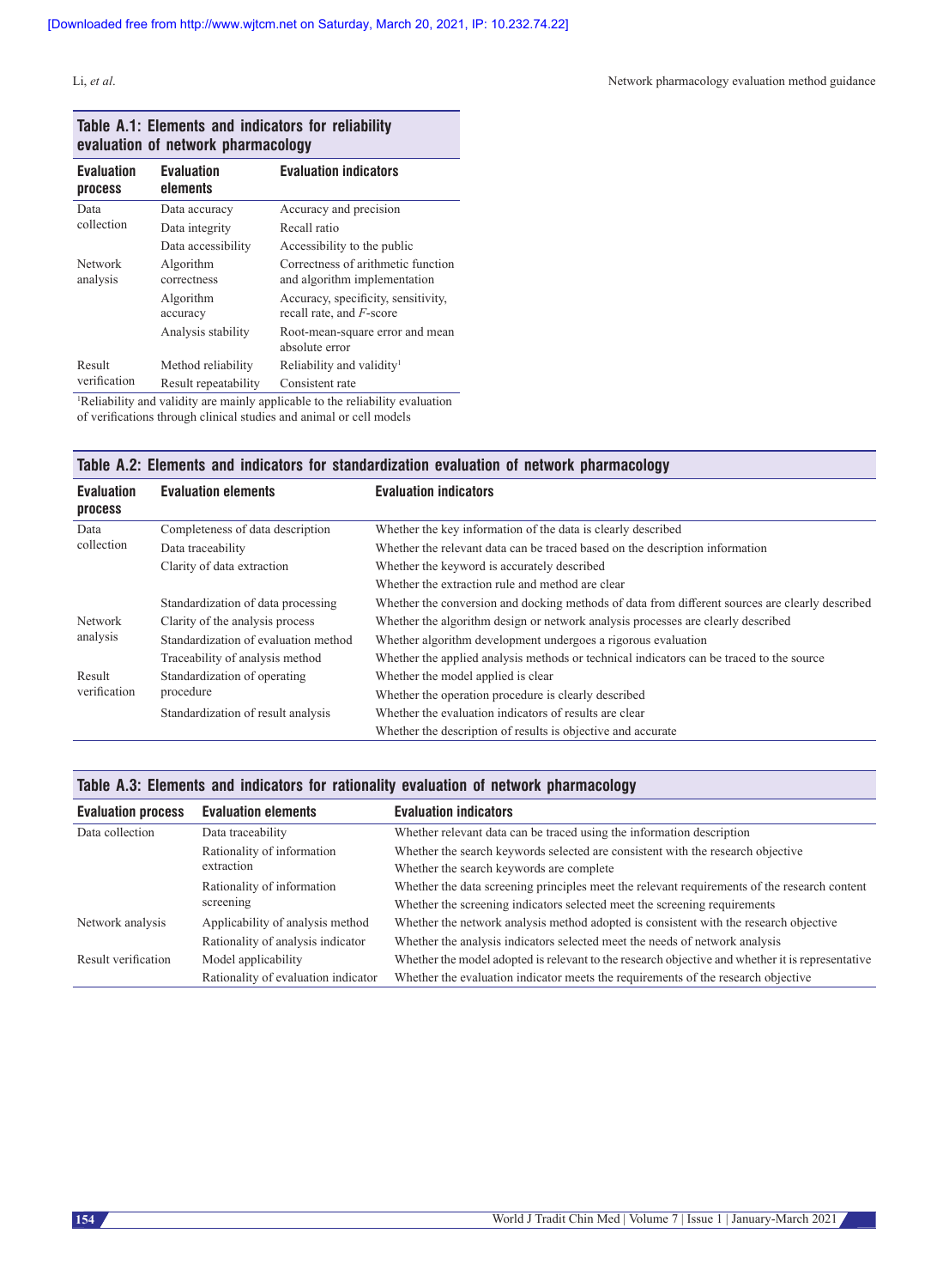**Table A.1: Elements and indicators for reliability evaluation of network pharmacology**

| Evaluation process | Evaluation elements | Evaluation indicators |
|---|---|---|
| Data collection | Data accuracy | Accuracy and precision |
| | Data integrity | Recall ratio |
| | Data accessibility | Accessibility to the public |
| Network analysis | Algorithm correctness | Correctness of arithmetic function and algorithm implementation |
| | Algorithm accuracy | Accuracy, specificity, sensitivity, recall rate, and *F*-score |
| | Analysis stability | Root-mean-square error and mean absolute error |
| Result verification | Method reliability | Reliability and validity[1] |
| | Result repeatability | Consistent rate |

[1]Reliability and validity are mainly applicable to the reliability evaluation of verifications through clinical studies and animal or cell models

**Table A.2: Elements and indicators for standardization evaluation of network pharmacology**

| Evaluation process | Evaluation elements | Evaluation indicators |
|---|---|---|
| Data collection | Completeness of data description | Whether the key information of the data is clearly described |
| | Data traceability | Whether the relevant data can be traced based on the description information |
| | Clarity of data extraction | Whether the keyword is accurately described |
| | | Whether the extraction rule and method are clear |
| | Standardization of data processing | Whether the conversion and docking methods of data from different sources are clearly described |
| Network analysis | Clarity of the analysis process | Whether the algorithm design or network analysis processes are clearly described |
| | Standardization of evaluation method | Whether algorithm development undergoes a rigorous evaluation |
| | Traceability of analysis method | Whether the applied analysis methods or technical indicators can be traced to the source |
| Result verification | Standardization of operating procedure | Whether the model applied is clear |
| | | Whether the operation procedure is clearly described |
| | Standardization of result analysis | Whether the evaluation indicators of results are clear |
| | | Whether the description of results is objective and accurate |

**Table A.3: Elements and indicators for rationality evaluation of network pharmacology**

| Evaluation process | Evaluation elements | Evaluation indicators |
|---|---|---|
| Data collection | Data traceability | Whether relevant data can be traced using the information description |
| | Rationality of information extraction | Whether the search keywords selected are consistent with the research objective |
| | | Whether the search keywords are complete |
| | Rationality of information screening | Whether the data screening principles meet the relevant requirements of the research content |
| | | Whether the screening indicators selected meet the screening requirements |
| Network analysis | Applicability of analysis method | Whether the network analysis method adopted is consistent with the research objective |
| | Rationality of analysis indicator | Whether the analysis indicators selected meet the needs of network analysis |
| Result verification | Model applicability | Whether the model adopted is relevant to the research objective and whether it is representative |
| | Rationality of evaluation indicator | Whether the evaluation indicator meets the requirements of the research objective |